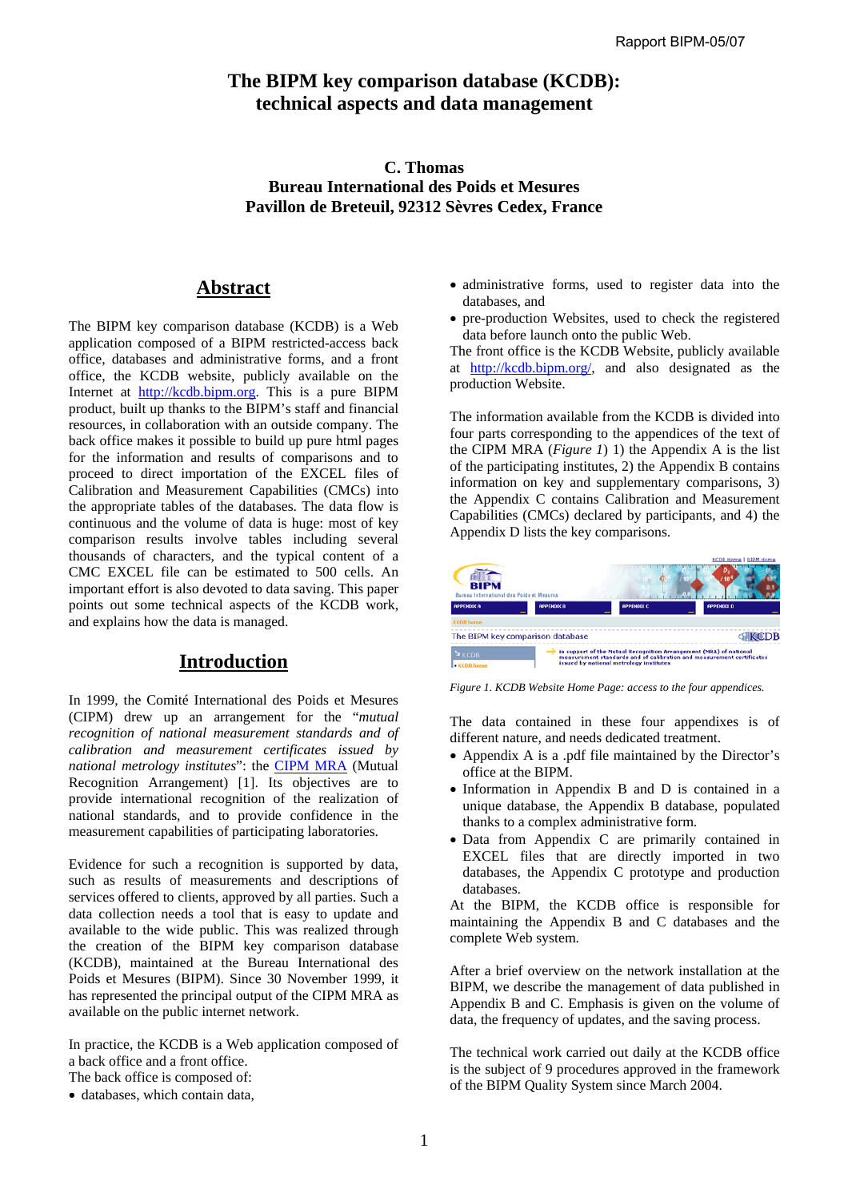Rapport BIPM-05/07

# The BIPM key comparison database (KCDB): technical aspects and data management

**C. Thomas**
**Bureau International des Poids et Mesures**
**Pavillon de Breteuil, 92312 Sèvres Cedex, France**

## Abstract

The BIPM key comparison database (KCDB) is a Web application composed of a BIPM restricted-access back office, databases and administrative forms, and a front office, the KCDB website, publicly available on the Internet at http://kcdb.bipm.org. This is a pure BIPM product, built up thanks to the BIPM's staff and financial resources, in collaboration with an outside company. The back office makes it possible to build up pure html pages for the information and results of comparisons and to proceed to direct importation of the EXCEL files of Calibration and Measurement Capabilities (CMCs) into the appropriate tables of the databases. The data flow is continuous and the volume of data is huge: most of key comparison results involve tables including several thousands of characters, and the typical content of a CMC EXCEL file can be estimated to 500 cells. An important effort is also devoted to data saving. This paper points out some technical aspects of the KCDB work, and explains how the data is managed.

## Introduction

In 1999, the Comité International des Poids et Mesures (CIPM) drew up an arrangement for the "*mutual recognition of national measurement standards and of calibration and measurement certificates issued by national metrology institutes*": the CIPM MRA (Mutual Recognition Arrangement) [1]. Its objectives are to provide international recognition of the realization of national standards, and to provide confidence in the measurement capabilities of participating laboratories.

Evidence for such a recognition is supported by data, such as results of measurements and descriptions of services offered to clients, approved by all parties. Such a data collection needs a tool that is easy to update and available to the wide public. This was realized through the creation of the BIPM key comparison database (KCDB), maintained at the Bureau International des Poids et Mesures (BIPM). Since 30 November 1999, it has represented the principal output of the CIPM MRA as available on the public internet network.

In practice, the KCDB is a Web application composed of a back office and a front office.
The back office is composed of:

- databases, which contain data,
- administrative forms, used to register data into the databases, and
- pre-production Websites, used to check the registered data before launch onto the public Web.

The front office is the KCDB Website, publicly available at http://kcdb.bipm.org/, and also designated as the production Website.

The information available from the KCDB is divided into four parts corresponding to the appendices of the text of the CIPM MRA (*Figure 1*) 1) the Appendix A is the list of the participating institutes, 2) the Appendix B contains information on key and supplementary comparisons, 3) the Appendix C contains Calibration and Measurement Capabilities (CMCs) declared by participants, and 4) the Appendix D lists the key comparisons.

*Figure 1. KCDB Website Home Page: access to the four appendices.*

The data contained in these four appendixes is of different nature, and needs dedicated treatment.

- Appendix A is a .pdf file maintained by the Director's office at the BIPM.
- Information in Appendix B and D is contained in a unique database, the Appendix B database, populated thanks to a complex administrative form.
- Data from Appendix C are primarily contained in EXCEL files that are directly imported in two databases, the Appendix C prototype and production databases.

At the BIPM, the KCDB office is responsible for maintaining the Appendix B and C databases and the complete Web system.

After a brief overview on the network installation at the BIPM, we describe the management of data published in Appendix B and C. Emphasis is given on the volume of data, the frequency of updates, and the saving process.

The technical work carried out daily at the KCDB office is the subject of 9 procedures approved in the framework of the BIPM Quality System since March 2004.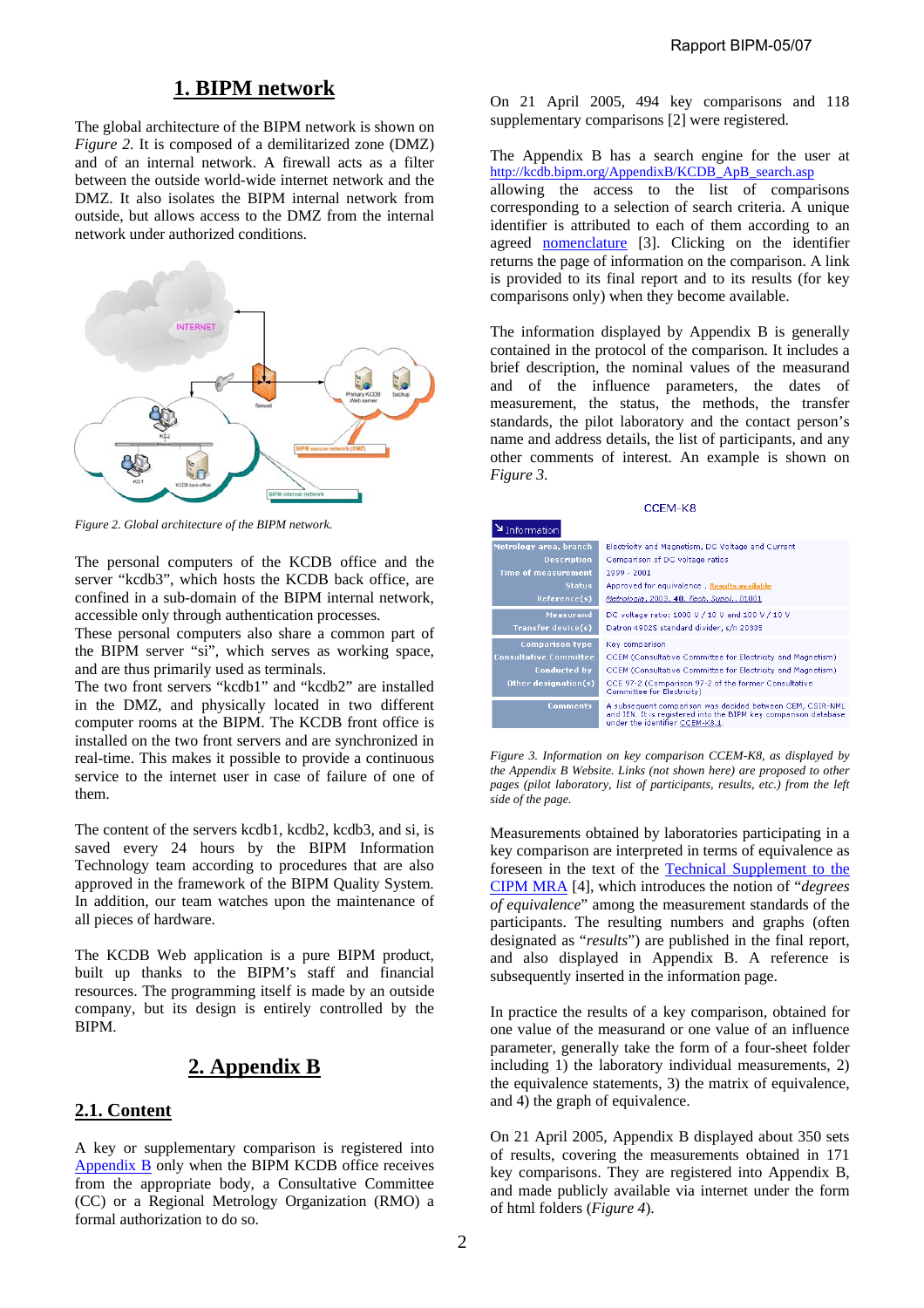# 1. BIPM network

The global architecture of the BIPM network is shown on *Figure 2*. It is composed of a demilitarized zone (DMZ) and of an internal network. A firewall acts as a filter between the outside world-wide internet network and the DMZ. It also isolates the BIPM internal network from outside, but allows access to the DMZ from the internal network under authorized conditions.

*Figure 2. Global architecture of the BIPM network.*

The personal computers of the KCDB office and the server "kcdb3", which hosts the KCDB back office, are confined in a sub-domain of the BIPM internal network, accessible only through authentication processes.
These personal computers also share a common part of the BIPM server "si", which serves as working space, and are thus primarily used as terminals.
The two front servers "kcdb1" and "kcdb2" are installed in the DMZ, and physically located in two different computer rooms at the BIPM. The KCDB front office is installed on the two front servers and are synchronized in real-time. This makes it possible to provide a continuous service to the internet user in case of failure of one of them.

The content of the servers kcdb1, kcdb2, kcdb3, and si, is saved every 24 hours by the BIPM Information Technology team according to procedures that are also approved in the framework of the BIPM Quality System. In addition, our team watches upon the maintenance of all pieces of hardware.

The KCDB Web application is a pure BIPM product, built up thanks to the BIPM's staff and financial resources. The programming itself is made by an outside company, but its design is entirely controlled by the BIPM.

# 2. Appendix B

## 2.1. Content

A key or supplementary comparison is registered into Appendix B only when the BIPM KCDB office receives from the appropriate body, a Consultative Committee (CC) or a Regional Metrology Organization (RMO) a formal authorization to do so.

On 21 April 2005, 494 key comparisons and 118 supplementary comparisons [2] were registered.

The Appendix B has a search engine for the user at http://kcdb.bipm.org/AppendixB/KCDB_ApB_search.asp allowing the access to the list of comparisons corresponding to a selection of search criteria. A unique identifier is attributed to each of them according to an agreed nomenclature [3]. Clicking on the identifier returns the page of information on the comparison. A link is provided to its final report and to its results (for key comparisons only) when they become available.

The information displayed by Appendix B is generally contained in the protocol of the comparison. It includes a brief description, the nominal values of the measurand and of the influence parameters, the dates of measurement, the status, the methods, the transfer standards, the pilot laboratory and the contact person's name and address details, the list of participants, and any other comments of interest. An example is shown on *Figure 3*.

CCEM-K8

Information

| | |
|---|---|
| Metrology area, branch | Electricity and Magnetism, DC Voltage and Current |
| Description | Comparison of DC voltage ratios |
| Time of measurement | 1999 - 2001 |
| Status | Approved for equivalence , Results available |
| Reference(s) | Metrologia, 2003, 40, Tech. Suppl., 01001 |
| Measurand | DC voltage ratio: 1000 V / 10 V and 100 V / 10 V |
| Transfer device(s) | Datron 4902S standard divider, s/n 20335 |
| Comparison type | Key comparison |
| Consultative Committee | CCEM (Consultative Committee for Electricity and Magnetism) |
| Conducted by | CCEM (Consultative Committee for Electricity and Magnetism) |
| Other designation(s) | CCE 97-2 (Comparison 97-2 of the former Consultative Committee for Electricity) |
| Comments | A subsequent comparison was decided between CEM, CSIR-NML and IEN. It is registered into the BIPM key comparison database under the identifier CCEM-K8.1. |

*Figure 3. Information on key comparison CCEM-K8, as displayed by the Appendix B Website. Links (not shown here) are proposed to other pages (pilot laboratory, list of participants, results, etc.) from the left side of the page.*

Measurements obtained by laboratories participating in a key comparison are interpreted in terms of equivalence as foreseen in the text of the Technical Supplement to the CIPM MRA [4], which introduces the notion of "*degrees of equivalence*" among the measurement standards of the participants. The resulting numbers and graphs (often designated as "*results*") are published in the final report, and also displayed in Appendix B. A reference is subsequently inserted in the information page.

In practice the results of a key comparison, obtained for one value of the measurand or one value of an influence parameter, generally take the form of a four-sheet folder including 1) the laboratory individual measurements, 2) the equivalence statements, 3) the matrix of equivalence, and 4) the graph of equivalence.

On 21 April 2005, Appendix B displayed about 350 sets of results, covering the measurements obtained in 171 key comparisons. They are registered into Appendix B, and made publicly available via internet under the form of html folders (*Figure 4*).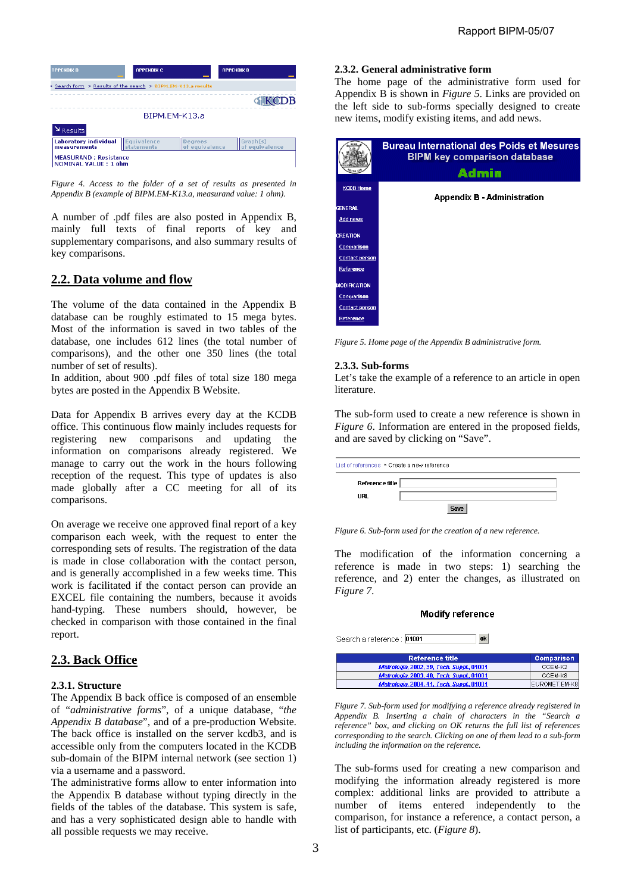Figure 4. Access to the folder of a set of results as presented in Appendix B (example of BIPM.EM-K13.a, measurand value: 1 ohm).

A number of .pdf files are also posted in Appendix B, mainly full texts of final reports of key and supplementary comparisons, and also summary results of key comparisons.

## 2.2. Data volume and flow

The volume of the data contained in the Appendix B database can be roughly estimated to 15 mega bytes. Most of the information is saved in two tables of the database, one includes 612 lines (the total number of comparisons), and the other one 350 lines (the total number of set of results).
In addition, about 900 .pdf files of total size 180 mega bytes are posted in the Appendix B Website.

Data for Appendix B arrives every day at the KCDB office. This continuous flow mainly includes requests for registering new comparisons and updating the information on comparisons already registered. We manage to carry out the work in the hours following reception of the request. This type of updates is also made globally after a CC meeting for all of its comparisons.

On average we receive one approved final report of a key comparison each week, with the request to enter the corresponding sets of results. The registration of the data is made in close collaboration with the contact person, and is generally accomplished in a few weeks time. This work is facilitated if the contact person can provide an EXCEL file containing the numbers, because it avoids hand-typing. These numbers should, however, be checked in comparison with those contained in the final report.

## 2.3. Back Office

### 2.3.1. Structure

The Appendix B back office is composed of an ensemble of "*administrative forms*", of a unique database, "*the Appendix B database*", and of a pre-production Website. The back office is installed on the server kcdb3, and is accessible only from the computers located in the KCDB sub-domain of the BIPM internal network (see section 1) via a username and a password.
The administrative forms allow to enter information into the Appendix B database without typing directly in the fields of the tables of the database. This system is safe, and has a very sophisticated design able to handle with all possible requests we may receive.

### 2.3.2. General administrative form

The home page of the administrative form used for Appendix B is shown in *Figure 5.* Links are provided on the left side to sub-forms specially designed to create new items, modify existing items, and add news.

Figure 5. Home page of the Appendix B administrative form.

### 2.3.3. Sub-forms

Let's take the example of a reference to an article in open literature.

The sub-form used to create a new reference is shown in *Figure 6*. Information are entered in the proposed fields, and are saved by clicking on "Save".

Figure 6. Sub-form used for the creation of a new reference.

The modification of the information concerning a reference is made in two steps: 1) searching the reference, and 2) enter the changes, as illustrated on *Figure 7*.

Figure 7. Sub-form used for modifying a reference already registered in Appendix B. Inserting a chain of characters in the "Search a reference" box, and clicking on OK returns the full list of references corresponding to the search. Clicking on one of them lead to a sub-form including the information on the reference.

The sub-forms used for creating a new comparison and modifying the information already registered is more complex: additional links are provided to attribute a number of items entered independently to the comparison, for instance a reference, a contact person, a list of participants, etc. (*Figure 8*).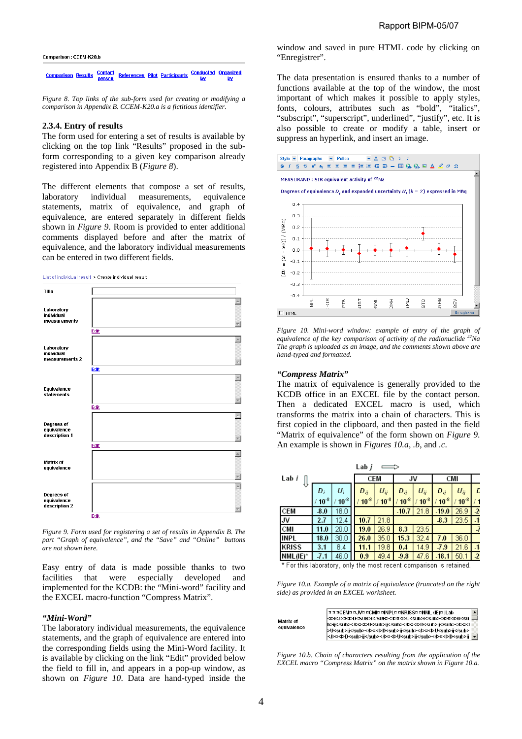Comparison : CCEM-K20.b

Comparison Results Contact person References Pilot Participants Conducted by Organized by

*Figure 8. Top links of the sub-form used for creating or modifying a comparison in Appendix B. CCEM-K20.a is a fictitious identifier.*

### 2.3.4. Entry of results

The form used for entering a set of results is available by clicking on the top link "Results" proposed in the sub-form corresponding to a given key comparison already registered into Appendix B (*Figure 8*).

The different elements that compose a set of results, laboratory individual measurements, equivalence statements, matrix of equivalence, and graph of equivalence, are entered separately in different fields shown in *Figure 9*. Room is provided to enter additional comments displayed before and after the matrix of equivalence, and the laboratory individual measurements can be entered in two different fields.

List of individual result > Create individual result

Title

Laboratory individual measurements — Edit

Laboratory individual measurements 2 — Edit

Equivalence statements — Edit

Degrees of equivalence description 1 — Edit

Matrix of equivalence

Degrees of equivalence description 2 — Edit

*Figure 9. Form used for registering a set of results in Appendix B. The part "Graph of equivalence", and the "Save" and "Online" buttons are not shown here.*

Easy entry of data is made possible thanks to two facilities that were especially developed and implemented for the KCDB: the "Mini-word" facility and the EXCEL macro-function "Compress Matrix".

#### *"Mini-Word"*

The laboratory individual measurements, the equivalence statements, and the graph of equivalence are entered into the corresponding fields using the Mini-Word facility. It is available by clicking on the link "Edit" provided below the field to fill in, and appears in a pop-up window, as shown on *Figure 10*. Data are hand-typed inside the window and saved in pure HTML code by clicking on "Enregistrer".

The data presentation is ensured thanks to a number of functions available at the top of the window, the most important of which makes it possible to apply styles, fonts, colours, attributes such as "bold", "italics", "subscript", "superscript", underlined", "justify", etc. It is also possible to create or modify a table, insert or suppress an hyperlink, and insert an image.

MEASURAND : SIR equivalent activity of $^{22}$Na

Degrees of equivalence $D_i$ and expanded uncertainty $U_i$ ($k$ = 2) expressed in MBq

*Figure 10. Mini-word window: example of entry of the graph of equivalence of the key comparison of activity of the radionuclide $^{22}$Na The graph is uploaded as an image, and the comments shown above are hand-typed and formatted.*

#### *"Compress Matrix"*

The matrix of equivalence is generally provided to the KCDB office in an EXCEL file by the contact person. Then a dedicated EXCEL macro is used, which transforms the matrix into a chain of characters. This is first copied in the clipboard, and then pasted in the field "Matrix of equivalence" of the form shown on *Figure 9.* An example is shown in *Figures 10.a*, *.b*, and *.c*.

| Lab $i$ | $D_i$ / $10^{-8}$ | $U_i$ / $10^{-8}$ | CEM $D_{ij}$ / $10^{-8}$ | CEM $U_{ij}$ / $10^{-8}$ | JV $D_{ij}$ / $10^{-8}$ | JV $U_{ij}$ / $10^{-8}$ | CMI $D_{ij}$ / $10^{-8}$ | CMI $U_{ij}$ / $10^{-8}$ |
|---|---|---|---|---|---|---|---|---|
| CEM | -8.0 | 18.0 | | | -10.7 | 21.8 | -19.0 | 26.9 |
| JV | 2.7 | 12.4 | 10.7 | 21.8 | | | -8.3 | 23.5 |
| CMI | 11.0 | 20.0 | 19.0 | 26.9 | 8.3 | 23.5 | | |
| INPL | 18.0 | 30.0 | 26.0 | 35.0 | 15.3 | 32.4 | 7.0 | 36.0 |
| KRISS | 3.1 | 8.4 | 11.1 | 19.8 | 0.4 | 14.9 | -7.9 | 21.6 |
| NML(IE)* | -7.1 | 46.0 | 0.9 | 49.4 | -9.8 | 47.6 | -18.1 | 50.1 |

\* For this laboratory, only the most recent comparison is retained.

*Figure 10.a. Example of a matrix of equivalence (truncated on the right side) as provided in an EXCEL worksheet.*

Matrix of equivalence

```
¤ ¤ ¤CEM¤ ¤JV¤ ¤CMI¤ ¤INPL¤ ¤KRISS¤ ¤NML (IE)¤ |Lab
<b>i</b>¤<b>D<SUB>i</SUB></b>¤<b>U<sub>i</sub></b>¤<b>D<su
b>ij</sub></b>¤<b>U<sub>ij</sub></b>¤<b>D<sub>ij</sub></b>¤<
>U<sub>ij</sub></b>¤<b>D<sub>ij</sub></b>¤<b>U<sub>ij</sub>
</b>¤<b>D<sub>ij</sub></b>¤<b>U<sub>ij</sub></b>¤<b>D<sub>ij
```

*Figure 10.b. Chain of characters resulting from the application of the EXCEL macro "Compress Matrix" on the matrix shown in Figure 10.a.*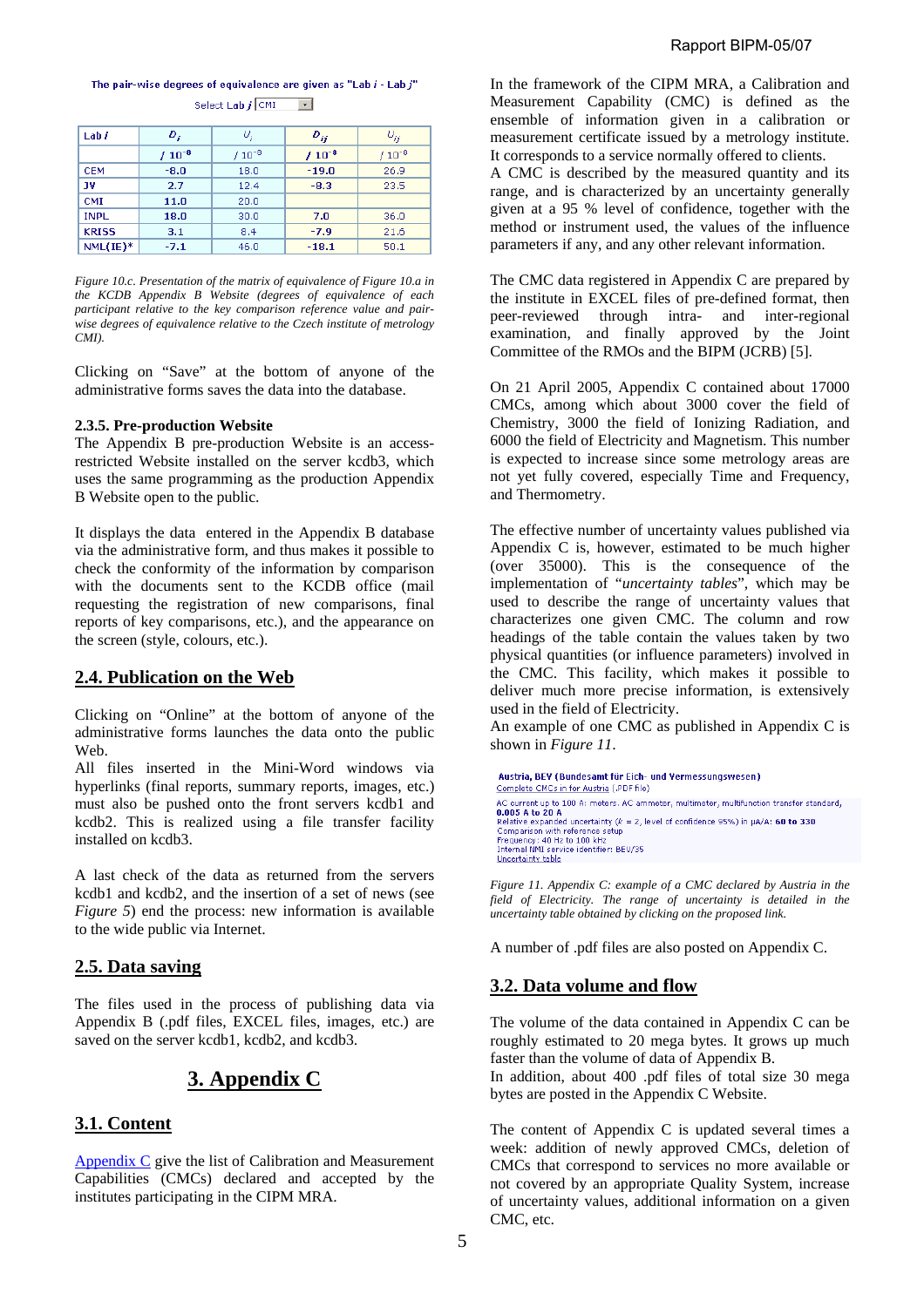The pair-wise degrees of equivalence are given as "Lab *i* - Lab *j*"

Select Lab *j* CMI

| Lab *i* | $D_i$ | $U_i$ | $D_{ij}$ | $U_{ij}$ |
|---|---|---|---|---|
| | / $10^{-8}$ | / $10^{-8}$ | / $10^{-8}$ | / $10^{-8}$ |
| CEM | -8.0 | 18.0 | -19.0 | 26.9 |
| JV | 2.7 | 12.4 | -8.3 | 23.5 |
| CMI | 11.0 | 20.0 | | |
| INPL | 18.0 | 30.0 | 7.0 | 36.0 |
| KRISS | 3.1 | 8.4 | -7.9 | 21.6 |
| NML(IE)* | -7.1 | 46.0 | -18.1 | 50.1 |

*Figure 10.c. Presentation of the matrix of equivalence of Figure 10.a in the KCDB Appendix B Website (degrees of equivalence of each participant relative to the key comparison reference value and pair-wise degrees of equivalence relative to the Czech institute of metrology CMI).*

Clicking on "Save" at the bottom of anyone of the administrative forms saves the data into the database.

### 2.3.5. Pre-production Website

The Appendix B pre-production Website is an access-restricted Website installed on the server kcdb3, which uses the same programming as the production Appendix B Website open to the public.

It displays the data entered in the Appendix B database via the administrative form, and thus makes it possible to check the conformity of the information by comparison with the documents sent to the KCDB office (mail requesting the registration of new comparisons, final reports of key comparisons, etc.), and the appearance on the screen (style, colours, etc.).

## 2.4. Publication on the Web

Clicking on "Online" at the bottom of anyone of the administrative forms launches the data onto the public Web.

All files inserted in the Mini-Word windows via hyperlinks (final reports, summary reports, images, etc.) must also be pushed onto the front servers kcdb1 and kcdb2. This is realized using a file transfer facility installed on kcdb3.

A last check of the data as returned from the servers kcdb1 and kcdb2, and the insertion of a set of news (see *Figure 5*) end the process: new information is available to the wide public via Internet.

## 2.5. Data saving

The files used in the process of publishing data via Appendix B (.pdf files, EXCEL files, images, etc.) are saved on the server kcdb1, kcdb2, and kcdb3.

# 3. Appendix C

## 3.1. Content

Appendix C give the list of Calibration and Measurement Capabilities (CMCs) declared and accepted by the institutes participating in the CIPM MRA.

In the framework of the CIPM MRA, a Calibration and Measurement Capability (CMC) is defined as the ensemble of information given in a calibration or measurement certificate issued by a metrology institute. It corresponds to a service normally offered to clients.

A CMC is described by the measured quantity and its range, and is characterized by an uncertainty generally given at a 95 % level of confidence, together with the method or instrument used, the values of the influence parameters if any, and any other relevant information.

The CMC data registered in Appendix C are prepared by the institute in EXCEL files of pre-defined format, then peer-reviewed through intra- and inter-regional examination, and finally approved by the Joint Committee of the RMOs and the BIPM (JCRB) [5].

On 21 April 2005, Appendix C contained about 17000 CMCs, among which about 3000 cover the field of Chemistry, 3000 the field of Ionizing Radiation, and 6000 the field of Electricity and Magnetism. This number is expected to increase since some metrology areas are not yet fully covered, especially Time and Frequency, and Thermometry.

The effective number of uncertainty values published via Appendix C is, however, estimated to be much higher (over 35000). This is the consequence of the implementation of "*uncertainty tables*", which may be used to describe the range of uncertainty values that characterizes one given CMC. The column and row headings of the table contain the values taken by two physical quantities (or influence parameters) involved in the CMC. This facility, which makes it possible to deliver much more precise information, is extensively used in the field of Electricity.

An example of one CMC as published in Appendix C is shown in *Figure 11*.

**Austria, BEV (Bundesamt für Eich- und Vermessungswesen)**
Complete CMCs in for Austria (.PDF file)

AC current up to 100 A: meters. AC ammeter, multimeter, multifunction transfer standard,
**0.005 A to 20 A**
Relative expanded uncertainty ($k$ = 2, level of confidence 95%) in µA/A: **60 to 330**
Comparison with reference setup
Frequency : 40 Hz to 100 kHz
Internal NMI service identifier: BEV/35
Uncertainty table

*Figure 11. Appendix C: example of a CMC declared by Austria in the field of Electricity. The range of uncertainty is detailed in the uncertainty table obtained by clicking on the proposed link.*

A number of .pdf files are also posted on Appendix C.

## 3.2. Data volume and flow

The volume of the data contained in Appendix C can be roughly estimated to 20 mega bytes. It grows up much faster than the volume of data of Appendix B.

In addition, about 400 .pdf files of total size 30 mega bytes are posted in the Appendix C Website.

The content of Appendix C is updated several times a week: addition of newly approved CMCs, deletion of CMCs that correspond to services no more available or not covered by an appropriate Quality System, increase of uncertainty values, additional information on a given CMC, etc.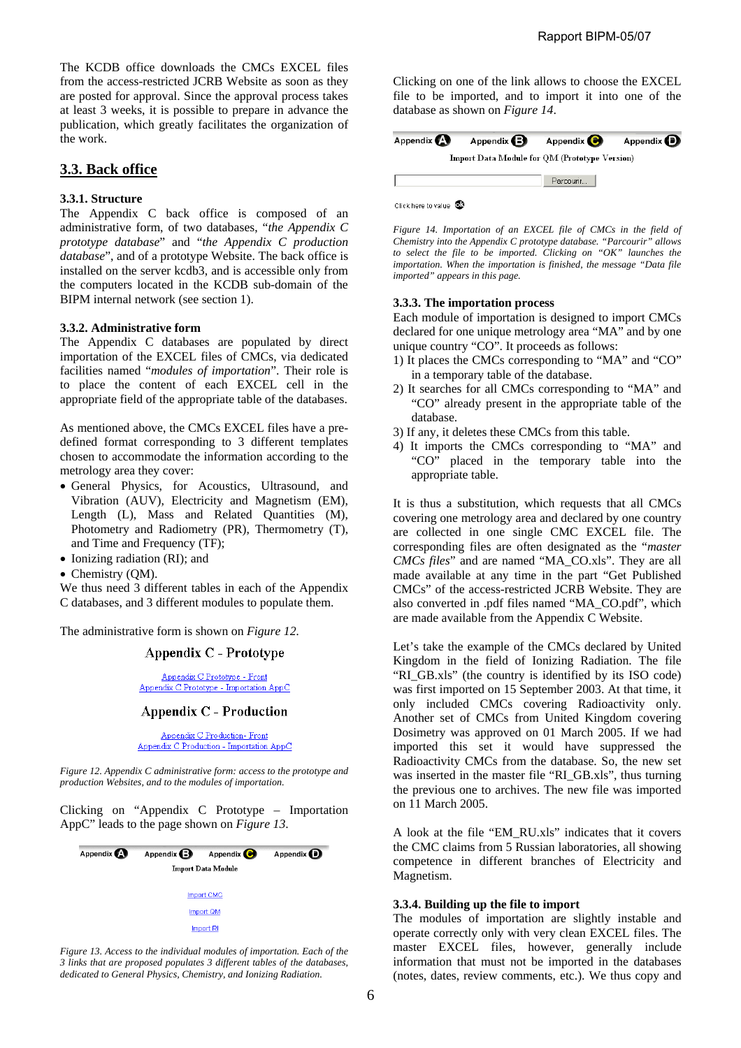The KCDB office downloads the CMCs EXCEL files from the access-restricted JCRB Website as soon as they are posted for approval. Since the approval process takes at least 3 weeks, it is possible to prepare in advance the publication, which greatly facilitates the organization of the work.

## 3.3. Back office

### 3.3.1. Structure

The Appendix C back office is composed of an administrative form, of two databases, "*the Appendix C prototype database*" and "*the Appendix C production database*", and of a prototype Website. The back office is installed on the server kcdb3, and is accessible only from the computers located in the KCDB sub-domain of the BIPM internal network (see section 1).

### 3.3.2. Administrative form

The Appendix C databases are populated by direct importation of the EXCEL files of CMCs, via dedicated facilities named "*modules of importation*". Their role is to place the content of each EXCEL cell in the appropriate field of the appropriate table of the databases.

As mentioned above, the CMCs EXCEL files have a pre-defined format corresponding to 3 different templates chosen to accommodate the information according to the metrology area they cover:

- General Physics, for Acoustics, Ultrasound, and Vibration (AUV), Electricity and Magnetism (EM), Length (L), Mass and Related Quantities (M), Photometry and Radiometry (PR), Thermometry (T), and Time and Frequency (TF);
- Ionizing radiation (RI); and
- Chemistry (QM).

We thus need 3 different tables in each of the Appendix C databases, and 3 different modules to populate them.

The administrative form is shown on *Figure 12*.

Appendix C - Prototype

Appendix C Prototype - Front
Appendix C Prototype - Importation AppC

Appendix C - Production

Appendix C Production- Front
Appendix C Production - Importation AppC

*Figure 12. Appendix C administrative form: access to the prototype and production Websites, and to the modules of importation.*

Clicking on "Appendix C Prototype – Importation AppC" leads to the page shown on *Figure 13*.

Appendix A Appendix B Appendix C Appendix D

Import Data Module

Import CMC
Import QM
Import RI

*Figure 13. Access to the individual modules of importation. Each of the 3 links that are proposed populates 3 different tables of the databases, dedicated to General Physics, Chemistry, and Ionizing Radiation.*

Clicking on one of the link allows to choose the EXCEL file to be imported, and to import it into one of the database as shown on *Figure 14*.

Appendix A Appendix B Appendix C Appendix D

Import Data Module for QM (Prototype Version)

Parcourir...

Click here to value OK

*Figure 14. Importation of an EXCEL file of CMCs in the field of Chemistry into the Appendix C prototype database. "Parcourir" allows to select the file to be imported. Clicking on "OK" launches the importation. When the importation is finished, the message "Data file imported" appears in this page.*

### 3.3.3. The importation process

Each module of importation is designed to import CMCs declared for one unique metrology area "MA" and by one unique country "CO". It proceeds as follows:

1) It places the CMCs corresponding to "MA" and "CO" in a temporary table of the database.
2) It searches for all CMCs corresponding to "MA" and "CO" already present in the appropriate table of the database.
3) If any, it deletes these CMCs from this table.
4) It imports the CMCs corresponding to "MA" and "CO" placed in the temporary table into the appropriate table.

It is thus a substitution, which requests that all CMCs covering one metrology area and declared by one country are collected in one single CMC EXCEL file. The corresponding files are often designated as the "*master CMCs files*" and are named "MA_CO.xls". They are all made available at any time in the part "Get Published CMCs" of the access-restricted JCRB Website. They are also converted in .pdf files named "MA_CO.pdf", which are made available from the Appendix C Website.

Let's take the example of the CMCs declared by United Kingdom in the field of Ionizing Radiation. The file "RI_GB.xls" (the country is identified by its ISO code) was first imported on 15 September 2003. At that time, it only included CMCs covering Radioactivity only. Another set of CMCs from United Kingdom covering Dosimetry was approved on 01 March 2005. If we had imported this set it would have suppressed the Radioactivity CMCs from the database. So, the new set was inserted in the master file "RI_GB.xls", thus turning the previous one to archives. The new file was imported on 11 March 2005.

A look at the file "EM_RU.xls" indicates that it covers the CMC claims from 5 Russian laboratories, all showing competence in different branches of Electricity and Magnetism.

### 3.3.4. Building up the file to import

The modules of importation are slightly instable and operate correctly only with very clean EXCEL files. The master EXCEL files, however, generally include information that must not be imported in the databases (notes, dates, review comments, etc.). We thus copy and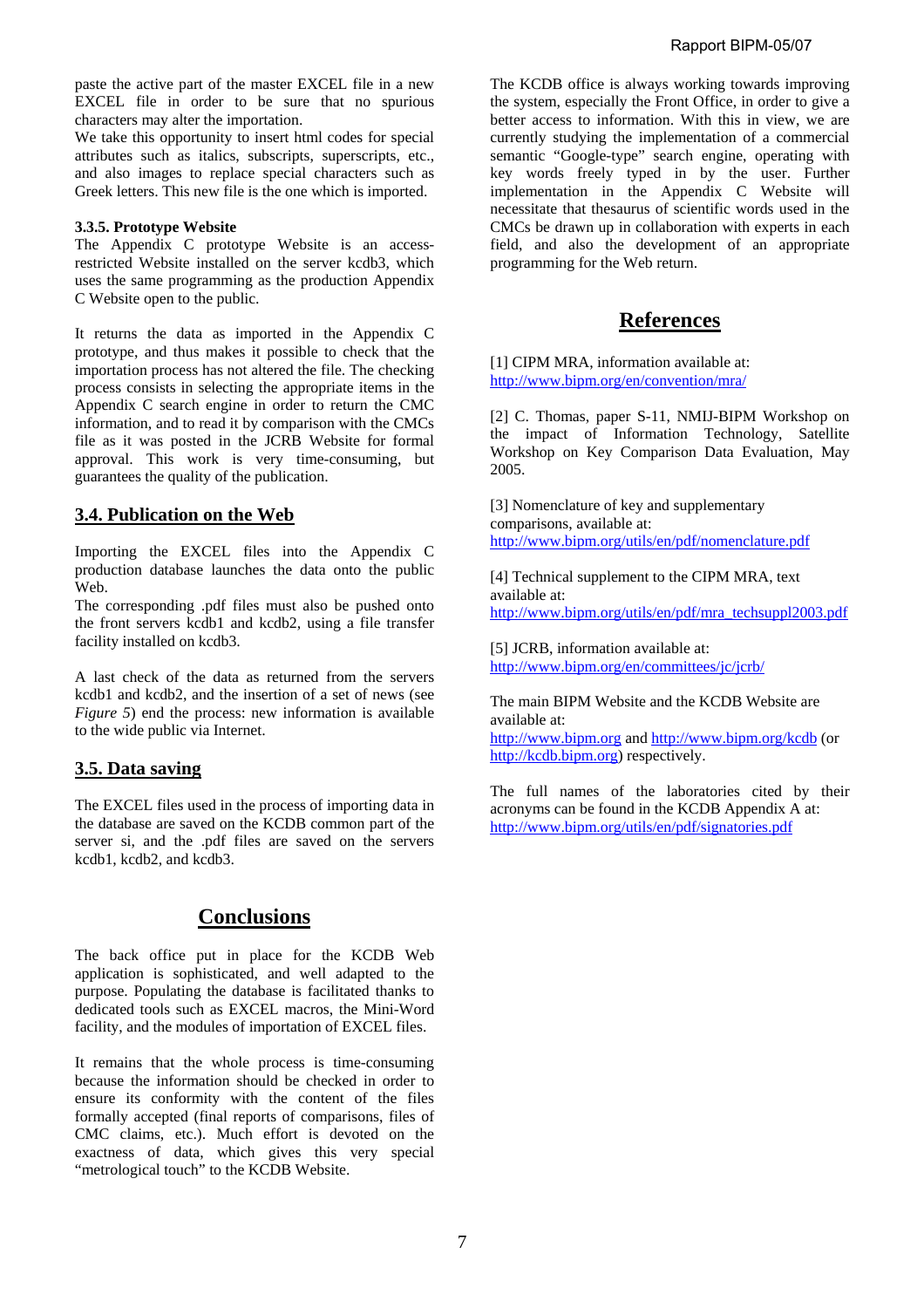paste the active part of the master EXCEL file in a new EXCEL file in order to be sure that no spurious characters may alter the importation.
We take this opportunity to insert html codes for special attributes such as italics, subscripts, superscripts, etc., and also images to replace special characters such as Greek letters. This new file is the one which is imported.

#### 3.3.5. Prototype Website

The Appendix C prototype Website is an access-restricted Website installed on the server kcdb3, which uses the same programming as the production Appendix C Website open to the public.

It returns the data as imported in the Appendix C prototype, and thus makes it possible to check that the importation process has not altered the file. The checking process consists in selecting the appropriate items in the Appendix C search engine in order to return the CMC information, and to read it by comparison with the CMCs file as it was posted in the JCRB Website for formal approval. This work is very time-consuming, but guarantees the quality of the publication.

### 3.4. Publication on the Web

Importing the EXCEL files into the Appendix C production database launches the data onto the public Web.
The corresponding .pdf files must also be pushed onto the front servers kcdb1 and kcdb2, using a file transfer facility installed on kcdb3.

A last check of the data as returned from the servers kcdb1 and kcdb2, and the insertion of a set of news (see *Figure 5*) end the process: new information is available to the wide public via Internet.

### 3.5. Data saving

The EXCEL files used in the process of importing data in the database are saved on the KCDB common part of the server si, and the .pdf files are saved on the servers kcdb1, kcdb2, and kcdb3.

## Conclusions

The back office put in place for the KCDB Web application is sophisticated, and well adapted to the purpose. Populating the database is facilitated thanks to dedicated tools such as EXCEL macros, the Mini-Word facility, and the modules of importation of EXCEL files.

It remains that the whole process is time-consuming because the information should be checked in order to ensure its conformity with the content of the files formally accepted (final reports of comparisons, files of CMC claims, etc.). Much effort is devoted on the exactness of data, which gives this very special "metrological touch" to the KCDB Website.

The KCDB office is always working towards improving the system, especially the Front Office, in order to give a better access to information. With this in view, we are currently studying the implementation of a commercial semantic "Google-type" search engine, operating with key words freely typed in by the user. Further implementation in the Appendix C Website will necessitate that thesaurus of scientific words used in the CMCs be drawn up in collaboration with experts in each field, and also the development of an appropriate programming for the Web return.

## References

[1] CIPM MRA, information available at:
http://www.bipm.org/en/convention/mra/

[2] C. Thomas, paper S-11, NMIJ-BIPM Workshop on the impact of Information Technology, Satellite Workshop on Key Comparison Data Evaluation, May 2005.

[3] Nomenclature of key and supplementary comparisons, available at:
http://www.bipm.org/utils/en/pdf/nomenclature.pdf

[4] Technical supplement to the CIPM MRA, text available at:
http://www.bipm.org/utils/en/pdf/mra_techsuppl2003.pdf

[5] JCRB, information available at:
http://www.bipm.org/en/committees/jc/jcrb/

The main BIPM Website and the KCDB Website are available at:
http://www.bipm.org and http://www.bipm.org/kcdb (or http://kcdb.bipm.org) respectively.

The full names of the laboratories cited by their acronyms can be found in the KCDB Appendix A at:
http://www.bipm.org/utils/en/pdf/signatories.pdf